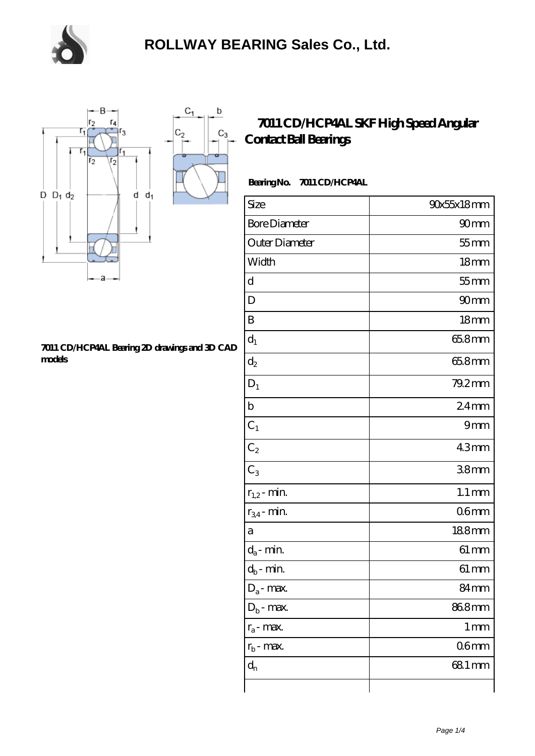# ROLLWAY BEARING Sales Co., Ltd.

## 7011 CD/HCP4AL SKF High Speed Angular Contact Ball Bearings

**Bearing No. 7011 CD/HCP4AL**

| Size | 90x55x18 mm |
|---|---|
| Bore Diameter | 90 mm |
| Outer Diameter | 55 mm |
| Width | 18 mm |
| d | 55 mm |
| D | 90 mm |
| B | 18 mm |
| $d_1$ | 65.8 mm |
| $d_2$ | 65.8 mm |
| $D_1$ | 79.2 mm |
| b | 2.4 mm |
| $C_1$ | 9 mm |
| $C_2$ | 4.3 mm |
| $C_3$ | 3.8 mm |
| $r_{1,2}$ - min. | 1.1 mm |
| $r_{3,4}$ - min. | 0.6 mm |
| a | 18.8 mm |
| $d_a$ - min. | 61 mm |
| $d_b$ - min. | 61 mm |
| $D_a$ - max. | 84 mm |
| $D_b$ - max. | 86.8 mm |
| $r_a$ - max. | 1 mm |
| $r_b$ - max. | 0.6 mm |
| $d_n$ | 68.1 mm |
| | |

**7011 CD/HCP4AL Bearing 2D drawings and 3D CAD models**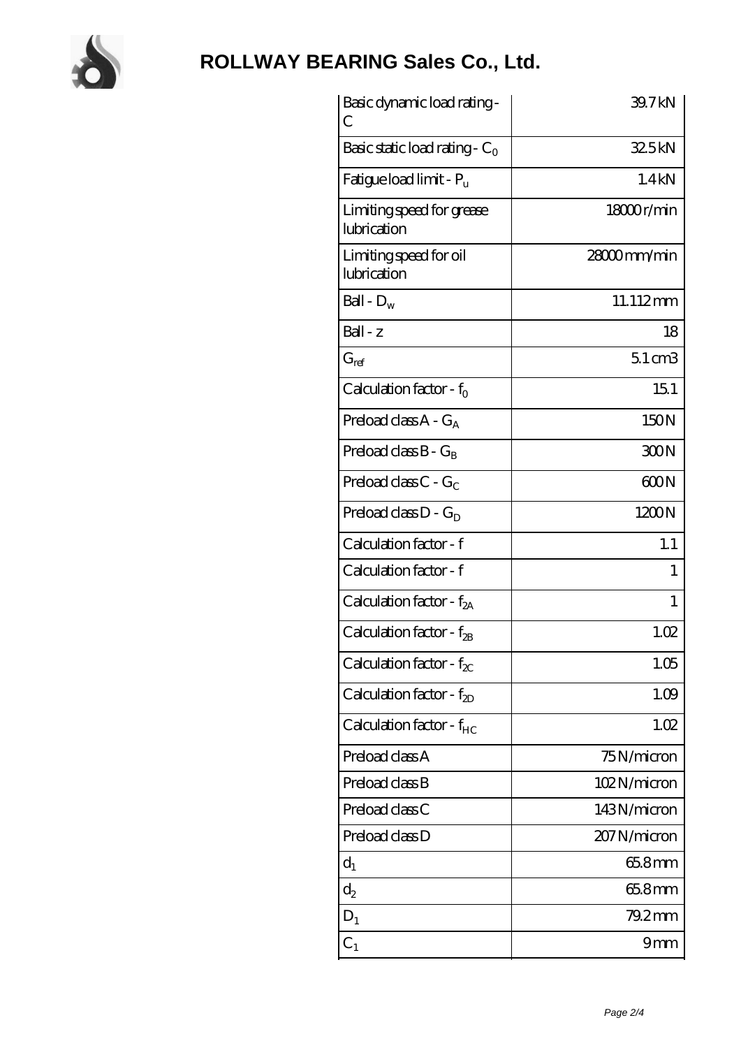| Basic dynamic load rating - C | 39.7 kN |
|---|---|
| Basic static load rating - $C_0$ | 32.5 kN |
| Fatigue load limit - $P_u$ | 1.4 kN |
| Limiting speed for grease lubrication | 18000 r/min |
| Limiting speed for oil lubrication | 28000 mm/min |
| Ball - $D_w$ | 11.112 mm |
| Ball - z | 18 |
| $G_{ref}$ | 5.1 cm3 |
| Calculation factor - $f_0$ | 15.1 |
| Preload class A - $G_A$ | 150 N |
| Preload class B - $G_B$ | 300 N |
| Preload class C - $G_C$ | 600 N |
| Preload class D - $G_D$ | 1200 N |
| Calculation factor - f | 1.1 |
| Calculation factor - f | 1 |
| Calculation factor - $f_{2A}$ | 1 |
| Calculation factor - $f_{2B}$ | 1.02 |
| Calculation factor - $f_{2C}$ | 1.05 |
| Calculation factor - $f_{2D}$ | 1.09 |
| Calculation factor - $f_{HC}$ | 1.02 |
| Preload class A | 75 N/micron |
| Preload class B | 102 N/micron |
| Preload class C | 143 N/micron |
| Preload class D | 207 N/micron |
| $d_1$ | 65.8 mm |
| $d_2$ | 65.8 mm |
| $D_1$ | 79.2 mm |
| $C_1$ | 9 mm |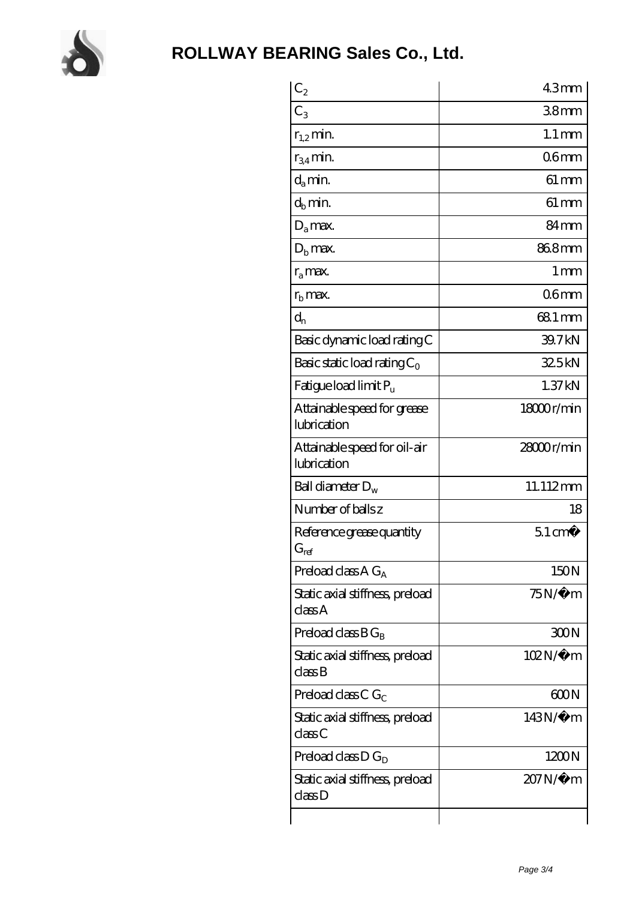| | |
|---|---|
| $C_2$ | 4.3 mm |
| $C_3$ | 3.8 mm |
| $r_{1,2}$ min. | 1.1 mm |
| $r_{3,4}$ min. | 0.6 mm |
| $d_a$ min. | 61 mm |
| $d_b$ min. | 61 mm |
| $D_a$ max. | 84 mm |
| $D_b$ max. | 86.8 mm |
| $r_a$ max. | 1 mm |
| $r_b$ max. | 0.6 mm |
| $d_n$ | 68.1 mm |
| Basic dynamic load rating C | 39.7 kN |
| Basic static load rating $C_0$ | 32.5 kN |
| Fatigue load limit $P_u$ | 1.37 kN |
| Attainable speed for grease lubrication | 18000 r/min |
| Attainable speed for oil-air lubrication | 28000 r/min |
| Ball diameter $D_w$ | 11.112 mm |
| Number of balls z | 18 |
| Reference grease quantity $G_{ref}$ | 5.1 cm� |
| Preload class A $G_A$ | 150 N |
| Static axial stiffness, preload class A | 75 N/�m |
| Preload class B $G_B$ | 300 N |
| Static axial stiffness, preload class B | 102 N/�m |
| Preload class C $G_C$ | 600 N |
| Static axial stiffness, preload class C | 143 N/�m |
| Preload class D $G_D$ | 1200 N |
| Static axial stiffness, preload class D | 207 N/�m |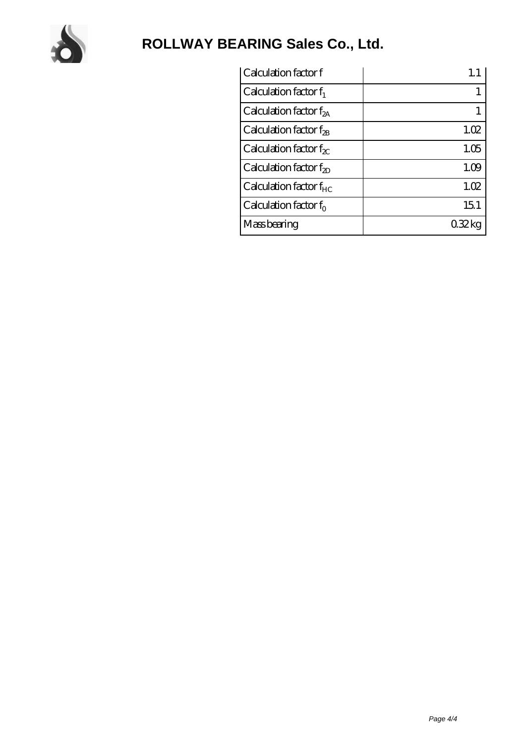| | |
|---|---|
| Calculation factor f | 1.1 |
| Calculation factor $f_1$ | 1 |
| Calculation factor $f_{2A}$ | 1 |
| Calculation factor $f_{2B}$ | 1.02 |
| Calculation factor $f_{2C}$ | 1.05 |
| Calculation factor $f_{2D}$ | 1.09 |
| Calculation factor $f_{HC}$ | 1.02 |
| Calculation factor $f_0$ | 15.1 |
| Mass bearing | 0.32 kg |